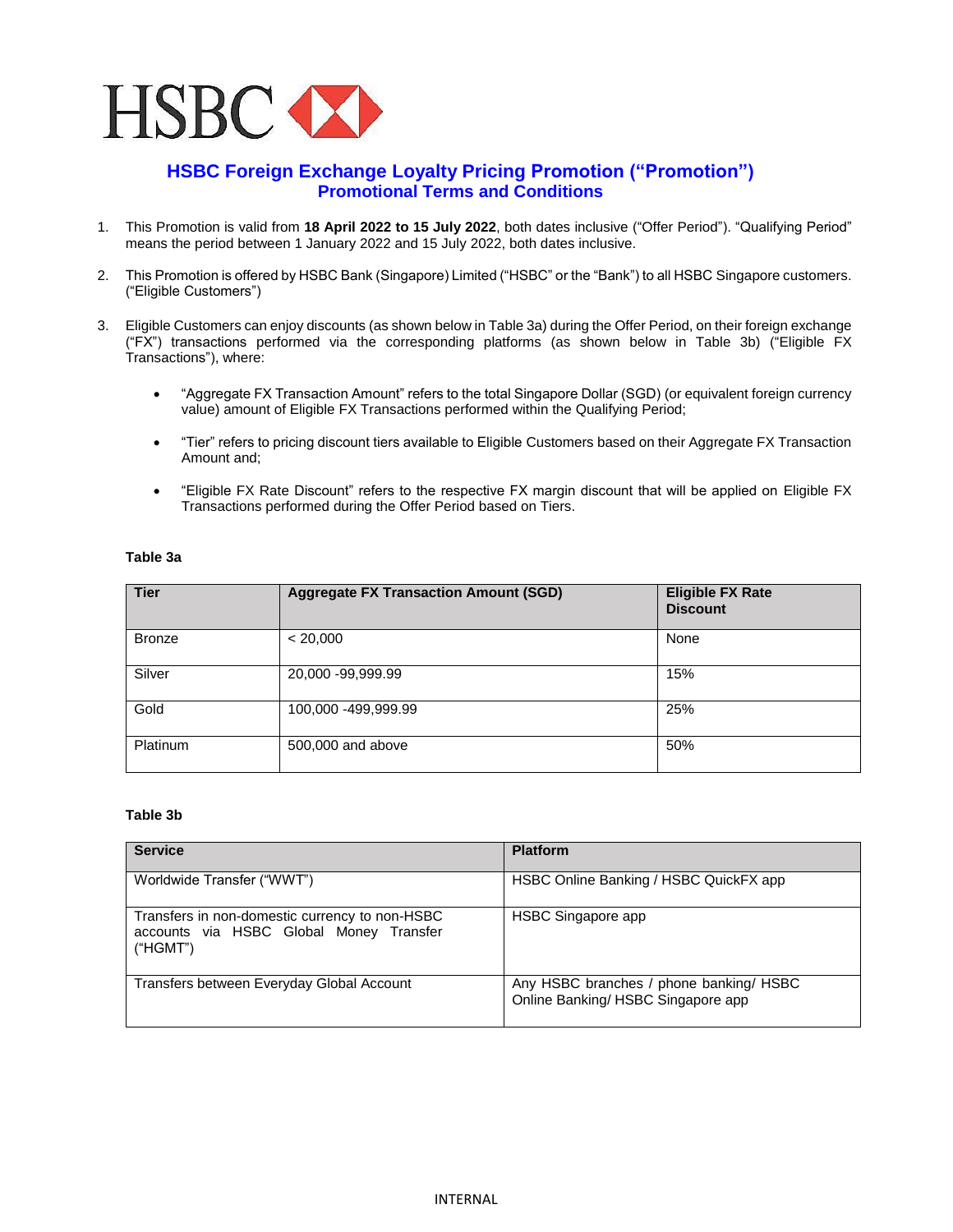# HSBC Foreign Exchange Loyalty Pricing Promotion ("Promotion")

## Promotional Terms and Conditions

1. This Promotion is valid from **18 April 2022 to 15 July 2022**, both dates inclusive ("Offer Period"). "Qualifying Period" means the period between 1 January 2022 and 15 July 2022, both dates inclusive.

2. This Promotion is offered by HSBC Bank (Singapore) Limited ("HSBC" or the "Bank") to all HSBC Singapore customers. ("Eligible Customers")

3. Eligible Customers can enjoy discounts (as shown below in Table 3a) during the Offer Period, on their foreign exchange ("FX") transactions performed via the corresponding platforms (as shown below in Table 3b) ("Eligible FX Transactions"), where:

   - "Aggregate FX Transaction Amount" refers to the total Singapore Dollar (SGD) (or equivalent foreign currency value) amount of Eligible FX Transactions performed within the Qualifying Period;
   - "Tier" refers to pricing discount tiers available to Eligible Customers based on their Aggregate FX Transaction Amount and;
   - "Eligible FX Rate Discount" refers to the respective FX margin discount that will be applied on Eligible FX Transactions performed during the Offer Period based on Tiers.

**Table 3a**

| Tier | Aggregate FX Transaction Amount (SGD) | Eligible FX Rate Discount |
|---|---|---|
| Bronze | < 20,000 | None |
| Silver | 20,000 -99,999.99 | 15% |
| Gold | 100,000 -499,999.99 | 25% |
| Platinum | 500,000 and above | 50% |

**Table 3b**

| Service | Platform |
|---|---|
| Worldwide Transfer ("WWT") | HSBC Online Banking / HSBC QuickFX app |
| Transfers in non-domestic currency to non-HSBC accounts via HSBC Global Money Transfer ("HGMT") | HSBC Singapore app |
| Transfers between Everyday Global Account | Any HSBC branches / phone banking/ HSBC Online Banking/ HSBC Singapore app |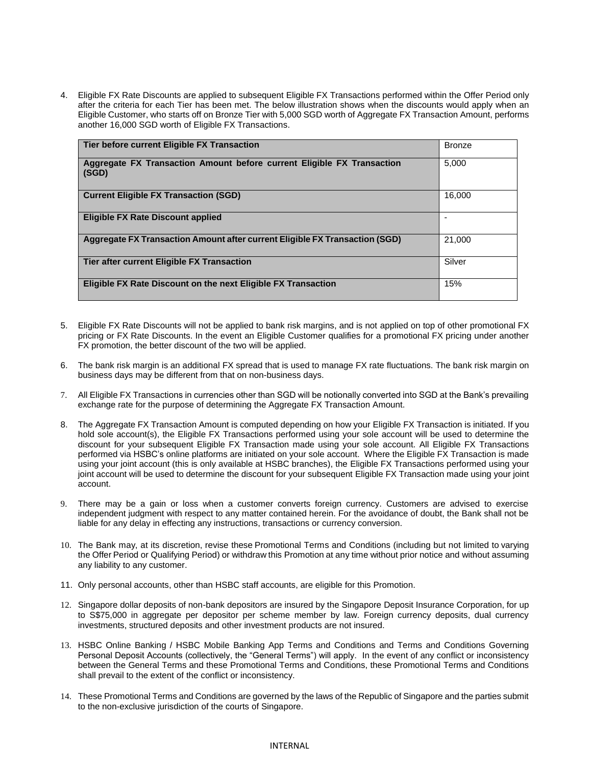4. Eligible FX Rate Discounts are applied to subsequent Eligible FX Transactions performed within the Offer Period only after the criteria for each Tier has been met. The below illustration shows when the discounts would apply when an Eligible Customer, who starts off on Bronze Tier with 5,000 SGD worth of Aggregate FX Transaction Amount, performs another 16,000 SGD worth of Eligible FX Transactions.

| | |
|---|---|
| **Tier before current Eligible FX Transaction** | Bronze |
| **Aggregate FX Transaction Amount before current Eligible FX Transaction (SGD)** | 5,000 |
| **Current Eligible FX Transaction (SGD)** | 16,000 |
| **Eligible FX Rate Discount applied** | - |
| **Aggregate FX Transaction Amount after current Eligible FX Transaction (SGD)** | 21,000 |
| **Tier after current Eligible FX Transaction** | Silver |
| **Eligible FX Rate Discount on the next Eligible FX Transaction** | 15% |

5. Eligible FX Rate Discounts will not be applied to bank risk margins, and is not applied on top of other promotional FX pricing or FX Rate Discounts. In the event an Eligible Customer qualifies for a promotional FX pricing under another FX promotion, the better discount of the two will be applied.

6. The bank risk margin is an additional FX spread that is used to manage FX rate fluctuations. The bank risk margin on business days may be different from that on non-business days.

7. All Eligible FX Transactions in currencies other than SGD will be notionally converted into SGD at the Bank's prevailing exchange rate for the purpose of determining the Aggregate FX Transaction Amount.

8. The Aggregate FX Transaction Amount is computed depending on how your Eligible FX Transaction is initiated. If you hold sole account(s), the Eligible FX Transactions performed using your sole account will be used to determine the discount for your subsequent Eligible FX Transaction made using your sole account. All Eligible FX Transactions performed via HSBC's online platforms are initiated on your sole account. Where the Eligible FX Transaction is made using your joint account (this is only available at HSBC branches), the Eligible FX Transactions performed using your joint account will be used to determine the discount for your subsequent Eligible FX Transaction made using your joint account.

9. There may be a gain or loss when a customer converts foreign currency. Customers are advised to exercise independent judgment with respect to any matter contained herein. For the avoidance of doubt, the Bank shall not be liable for any delay in effecting any instructions, transactions or currency conversion.

10. The Bank may, at its discretion, revise these Promotional Terms and Conditions (including but not limited to varying the Offer Period or Qualifying Period) or withdraw this Promotion at any time without prior notice and without assuming any liability to any customer.

11. Only personal accounts, other than HSBC staff accounts, are eligible for this Promotion.

12. Singapore dollar deposits of non-bank depositors are insured by the Singapore Deposit Insurance Corporation, for up to S$75,000 in aggregate per depositor per scheme member by law. Foreign currency deposits, dual currency investments, structured deposits and other investment products are not insured.

13. HSBC Online Banking / HSBC Mobile Banking App Terms and Conditions and Terms and Conditions Governing Personal Deposit Accounts (collectively, the "General Terms") will apply. In the event of any conflict or inconsistency between the General Terms and these Promotional Terms and Conditions, these Promotional Terms and Conditions shall prevail to the extent of the conflict or inconsistency.

14. These Promotional Terms and Conditions are governed by the laws of the Republic of Singapore and the parties submit to the non-exclusive jurisdiction of the courts of Singapore.